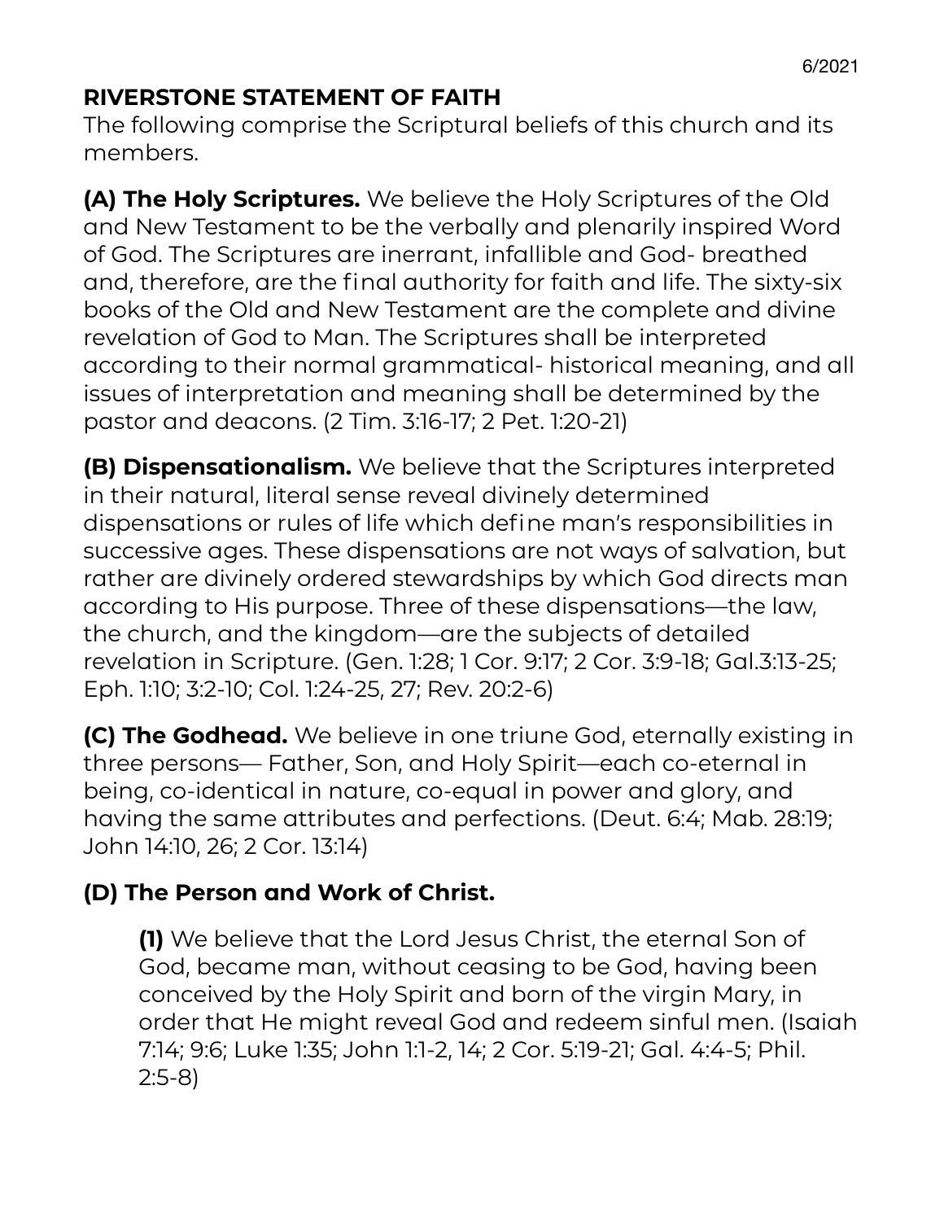6/2021

# RIVERSTONE STATEMENT OF FAITH

The following comprise the Scriptural beliefs of this church and its members.

**(A) The Holy Scriptures.** We believe the Holy Scriptures of the Old and New Testament to be the verbally and plenarily inspired Word of God. The Scriptures are inerrant, infallible and God- breathed and, therefore, are the final authority for faith and life. The sixty-six books of the Old and New Testament are the complete and divine revelation of God to Man. The Scriptures shall be interpreted according to their normal grammatical- historical meaning, and all issues of interpretation and meaning shall be determined by the pastor and deacons. (2 Tim. 3:16-17; 2 Pet. 1:20-21)

**(B) Dispensationalism.** We believe that the Scriptures interpreted in their natural, literal sense reveal divinely determined dispensations or rules of life which define man's responsibilities in successive ages. These dispensations are not ways of salvation, but rather are divinely ordered stewardships by which God directs man according to His purpose. Three of these dispensations—the law, the church, and the kingdom—are the subjects of detailed revelation in Scripture. (Gen. 1:28; 1 Cor. 9:17; 2 Cor. 3:9-18; Gal.3:13-25; Eph. 1:10; 3:2-10; Col. 1:24-25, 27; Rev. 20:2-6)

**(C) The Godhead.** We believe in one triune God, eternally existing in three persons— Father, Son, and Holy Spirit—each co-eternal in being, co-identical in nature, co-equal in power and glory, and having the same attributes and perfections. (Deut. 6:4; Mab. 28:19; John 14:10, 26; 2 Cor. 13:14)

## (D) The Person and Work of Christ.

**(1)** We believe that the Lord Jesus Christ, the eternal Son of God, became man, without ceasing to be God, having been conceived by the Holy Spirit and born of the virgin Mary, in order that He might reveal God and redeem sinful men. (Isaiah 7:14; 9:6; Luke 1:35; John 1:1-2, 14; 2 Cor. 5:19-21; Gal. 4:4-5; Phil. 2:5-8)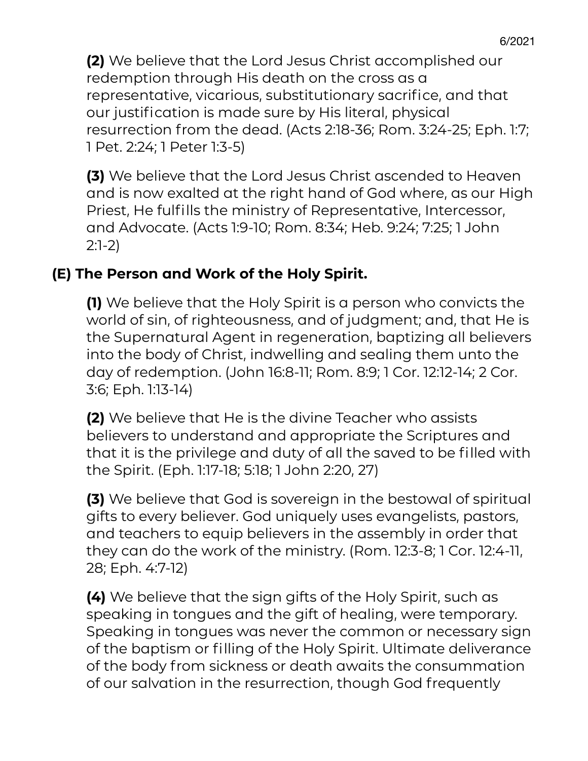**(2)** We believe that the Lord Jesus Christ accomplished our redemption through His death on the cross as a representative, vicarious, substitutionary sacrifice, and that our justification is made sure by His literal, physical resurrection from the dead. (Acts 2:18-36; Rom. 3:24-25; Eph. 1:7; 1 Pet. 2:24; 1 Peter 1:3-5)

**(3)** We believe that the Lord Jesus Christ ascended to Heaven and is now exalted at the right hand of God where, as our High Priest, He fulfills the ministry of Representative, Intercessor, and Advocate. (Acts 1:9-10; Rom. 8:34; Heb. 9:24; 7:25; 1 John 2:1-2)

## (E) The Person and Work of the Holy Spirit.

**(1)** We believe that the Holy Spirit is a person who convicts the world of sin, of righteousness, and of judgment; and, that He is the Supernatural Agent in regeneration, baptizing all believers into the body of Christ, indwelling and sealing them unto the day of redemption. (John 16:8-11; Rom. 8:9; 1 Cor. 12:12-14; 2 Cor. 3:6; Eph. 1:13-14)

**(2)** We believe that He is the divine Teacher who assists believers to understand and appropriate the Scriptures and that it is the privilege and duty of all the saved to be filled with the Spirit. (Eph. 1:17-18; 5:18; 1 John 2:20, 27)

**(3)** We believe that God is sovereign in the bestowal of spiritual gifts to every believer. God uniquely uses evangelists, pastors, and teachers to equip believers in the assembly in order that they can do the work of the ministry. (Rom. 12:3-8; 1 Cor. 12:4-11, 28; Eph. 4:7-12)

**(4)** We believe that the sign gifts of the Holy Spirit, such as speaking in tongues and the gift of healing, were temporary. Speaking in tongues was never the common or necessary sign of the baptism or filling of the Holy Spirit. Ultimate deliverance of the body from sickness or death awaits the consummation of our salvation in the resurrection, though God frequently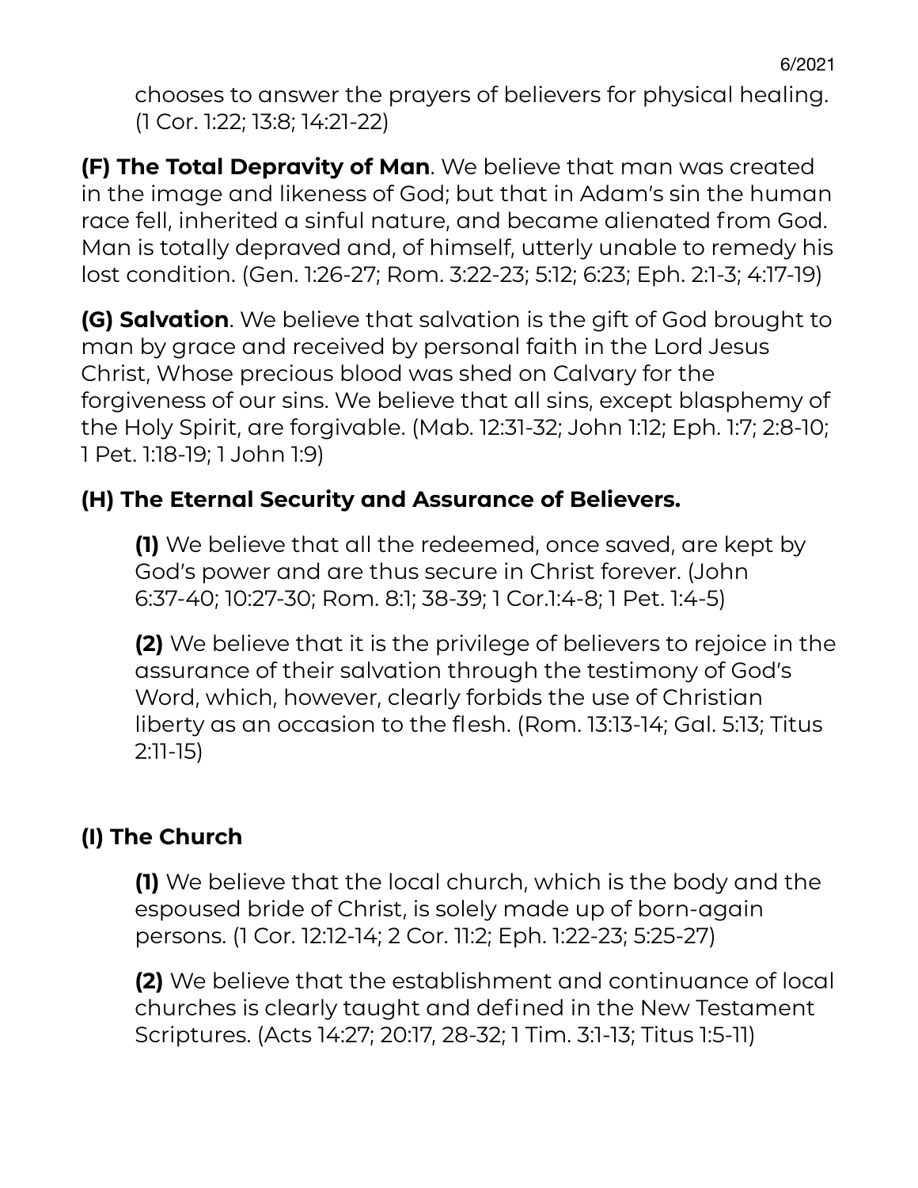chooses to answer the prayers of believers for physical healing. (1 Cor. 1:22; 13:8; 14:21-22)

**(F) The Total Depravity of Man**. We believe that man was created in the image and likeness of God; but that in Adam's sin the human race fell, inherited a sinful nature, and became alienated from God. Man is totally depraved and, of himself, utterly unable to remedy his lost condition. (Gen. 1:26-27; Rom. 3:22-23; 5:12; 6:23; Eph. 2:1-3; 4:17-19)

**(G) Salvation**. We believe that salvation is the gift of God brought to man by grace and received by personal faith in the Lord Jesus Christ, Whose precious blood was shed on Calvary for the forgiveness of our sins. We believe that all sins, except blasphemy of the Holy Spirit, are forgivable. (Mab. 12:31-32; John 1:12; Eph. 1:7; 2:8-10; 1 Pet. 1:18-19; 1 John 1:9)

**(H) The Eternal Security and Assurance of Believers.**

**(1)** We believe that all the redeemed, once saved, are kept by God's power and are thus secure in Christ forever. (John 6:37-40; 10:27-30; Rom. 8:1; 38-39; 1 Cor.1:4-8; 1 Pet. 1:4-5)

**(2)** We believe that it is the privilege of believers to rejoice in the assurance of their salvation through the testimony of God's Word, which, however, clearly forbids the use of Christian liberty as an occasion to the flesh. (Rom. 13:13-14; Gal. 5:13; Titus 2:11-15)

**(I) The Church**

**(1)** We believe that the local church, which is the body and the espoused bride of Christ, is solely made up of born-again persons. (1 Cor. 12:12-14; 2 Cor. 11:2; Eph. 1:22-23; 5:25-27)

**(2)** We believe that the establishment and continuance of local churches is clearly taught and defined in the New Testament Scriptures. (Acts 14:27; 20:17, 28-32; 1 Tim. 3:1-13; Titus 1:5-11)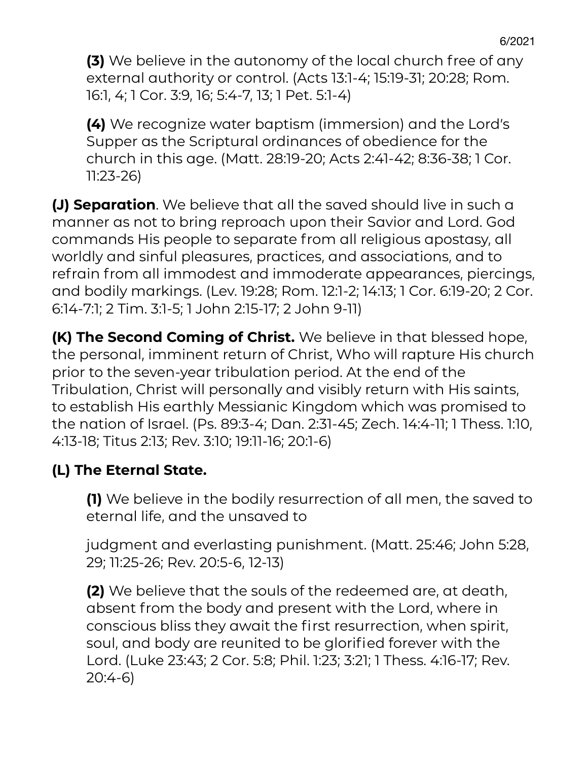**(3)** We believe in the autonomy of the local church free of any external authority or control. (Acts 13:1-4; 15:19-31; 20:28; Rom. 16:1, 4; 1 Cor. 3:9, 16; 5:4-7, 13; 1 Pet. 5:1-4)

**(4)** We recognize water baptism (immersion) and the Lord's Supper as the Scriptural ordinances of obedience for the church in this age. (Matt. 28:19-20; Acts 2:41-42; 8:36-38; 1 Cor. 11:23-26)

**(J) Separation**. We believe that all the saved should live in such a manner as not to bring reproach upon their Savior and Lord. God commands His people to separate from all religious apostasy, all worldly and sinful pleasures, practices, and associations, and to refrain from all immodest and immoderate appearances, piercings, and bodily markings. (Lev. 19:28; Rom. 12:1-2; 14:13; 1 Cor. 6:19-20; 2 Cor. 6:14-7:1; 2 Tim. 3:1-5; 1 John 2:15-17; 2 John 9-11)

**(K) The Second Coming of Christ.** We believe in that blessed hope, the personal, imminent return of Christ, Who will rapture His church prior to the seven-year tribulation period. At the end of the Tribulation, Christ will personally and visibly return with His saints, to establish His earthly Messianic Kingdom which was promised to the nation of Israel. (Ps. 89:3-4; Dan. 2:31-45; Zech. 14:4-11; 1 Thess. 1:10, 4:13-18; Titus 2:13; Rev. 3:10; 19:11-16; 20:1-6)

**(L) The Eternal State.**

**(1)** We believe in the bodily resurrection of all men, the saved to eternal life, and the unsaved to judgment and everlasting punishment. (Matt. 25:46; John 5:28, 29; 11:25-26; Rev. 20:5-6, 12-13)

**(2)** We believe that the souls of the redeemed are, at death, absent from the body and present with the Lord, where in conscious bliss they await the first resurrection, when spirit, soul, and body are reunited to be glorified forever with the Lord. (Luke 23:43; 2 Cor. 5:8; Phil. 1:23; 3:21; 1 Thess. 4:16-17; Rev. 20:4-6)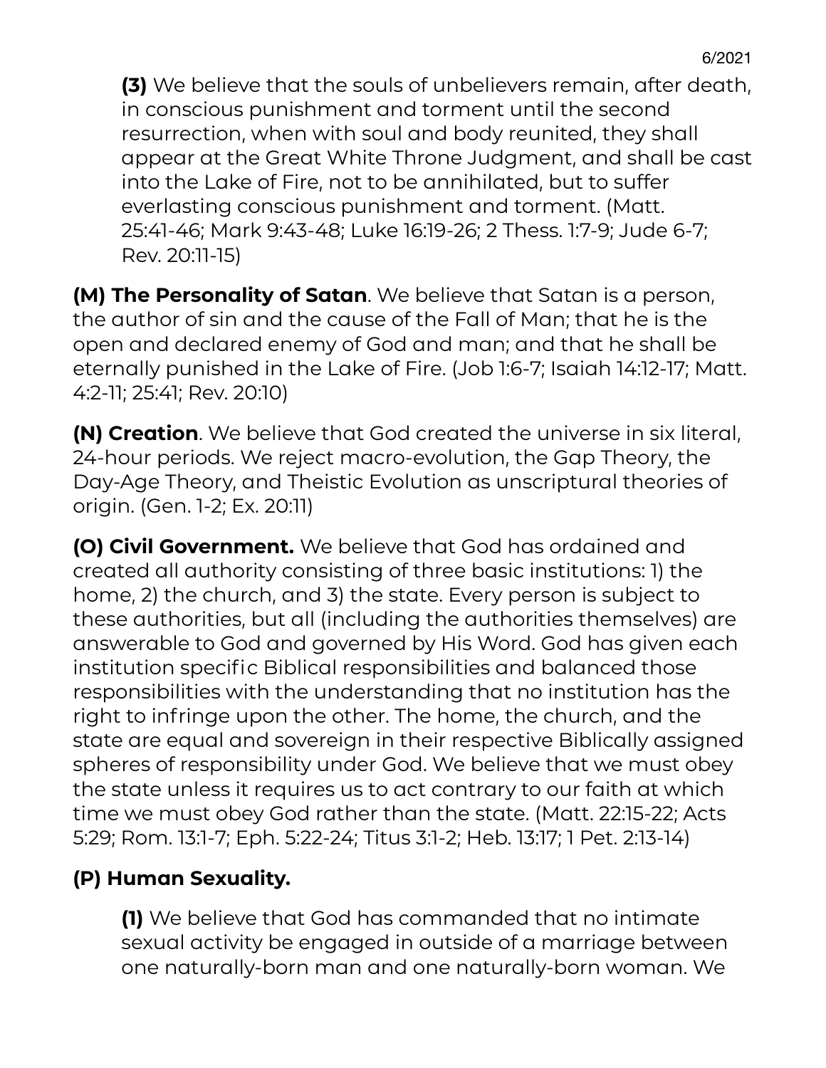**(3)** We believe that the souls of unbelievers remain, after death, in conscious punishment and torment until the second resurrection, when with soul and body reunited, they shall appear at the Great White Throne Judgment, and shall be cast into the Lake of Fire, not to be annihilated, but to suffer everlasting conscious punishment and torment. (Matt. 25:41-46; Mark 9:43-48; Luke 16:19-26; 2 Thess. 1:7-9; Jude 6-7; Rev. 20:11-15)

**(M) The Personality of Satan**. We believe that Satan is a person, the author of sin and the cause of the Fall of Man; that he is the open and declared enemy of God and man; and that he shall be eternally punished in the Lake of Fire. (Job 1:6-7; Isaiah 14:12-17; Matt. 4:2-11; 25:41; Rev. 20:10)

**(N) Creation**. We believe that God created the universe in six literal, 24-hour periods. We reject macro-evolution, the Gap Theory, the Day-Age Theory, and Theistic Evolution as unscriptural theories of origin. (Gen. 1-2; Ex. 20:11)

**(O) Civil Government.** We believe that God has ordained and created all authority consisting of three basic institutions: 1) the home, 2) the church, and 3) the state. Every person is subject to these authorities, but all (including the authorities themselves) are answerable to God and governed by His Word. God has given each institution specific Biblical responsibilities and balanced those responsibilities with the understanding that no institution has the right to infringe upon the other. The home, the church, and the state are equal and sovereign in their respective Biblically assigned spheres of responsibility under God. We believe that we must obey the state unless it requires us to act contrary to our faith at which time we must obey God rather than the state. (Matt. 22:15-22; Acts 5:29; Rom. 13:1-7; Eph. 5:22-24; Titus 3:1-2; Heb. 13:17; 1 Pet. 2:13-14)

**(P) Human Sexuality.**

**(1)** We believe that God has commanded that no intimate sexual activity be engaged in outside of a marriage between one naturally-born man and one naturally-born woman. We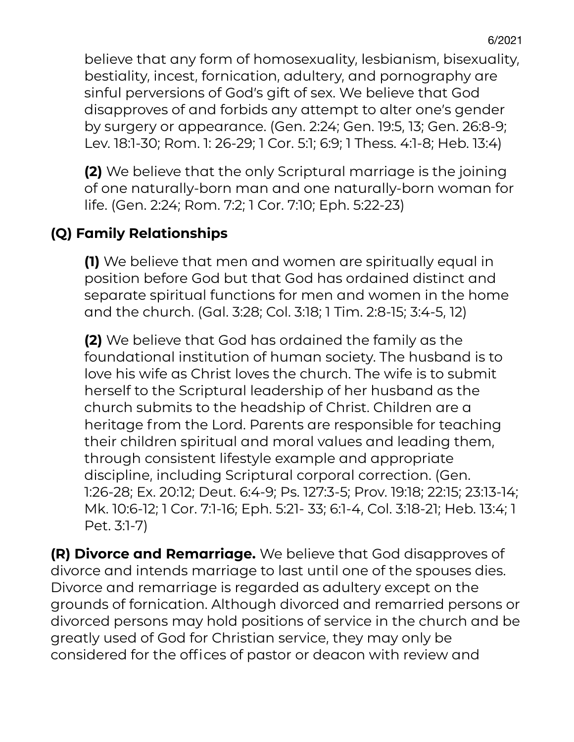believe that any form of homosexuality, lesbianism, bisexuality, bestiality, incest, fornication, adultery, and pornography are sinful perversions of God's gift of sex. We believe that God disapproves of and forbids any attempt to alter one's gender by surgery or appearance. (Gen. 2:24; Gen. 19:5, 13; Gen. 26:8-9; Lev. 18:1-30; Rom. 1: 26-29; 1 Cor. 5:1; 6:9; 1 Thess. 4:1-8; Heb. 13:4)

**(2)** We believe that the only Scriptural marriage is the joining of one naturally-born man and one naturally-born woman for life. (Gen. 2:24; Rom. 7:2; 1 Cor. 7:10; Eph. 5:22-23)

## (Q) Family Relationships

**(1)** We believe that men and women are spiritually equal in position before God but that God has ordained distinct and separate spiritual functions for men and women in the home and the church. (Gal. 3:28; Col. 3:18; 1 Tim. 2:8-15; 3:4-5, 12)

**(2)** We believe that God has ordained the family as the foundational institution of human society. The husband is to love his wife as Christ loves the church. The wife is to submit herself to the Scriptural leadership of her husband as the church submits to the headship of Christ. Children are a heritage from the Lord. Parents are responsible for teaching their children spiritual and moral values and leading them, through consistent lifestyle example and appropriate discipline, including Scriptural corporal correction. (Gen. 1:26-28; Ex. 20:12; Deut. 6:4-9; Ps. 127:3-5; Prov. 19:18; 22:15; 23:13-14; Mk. 10:6-12; 1 Cor. 7:1-16; Eph. 5:21- 33; 6:1-4, Col. 3:18-21; Heb. 13:4; 1 Pet. 3:1-7)

**(R) Divorce and Remarriage.** We believe that God disapproves of divorce and intends marriage to last until one of the spouses dies. Divorce and remarriage is regarded as adultery except on the grounds of fornication. Although divorced and remarried persons or divorced persons may hold positions of service in the church and be greatly used of God for Christian service, they may only be considered for the offices of pastor or deacon with review and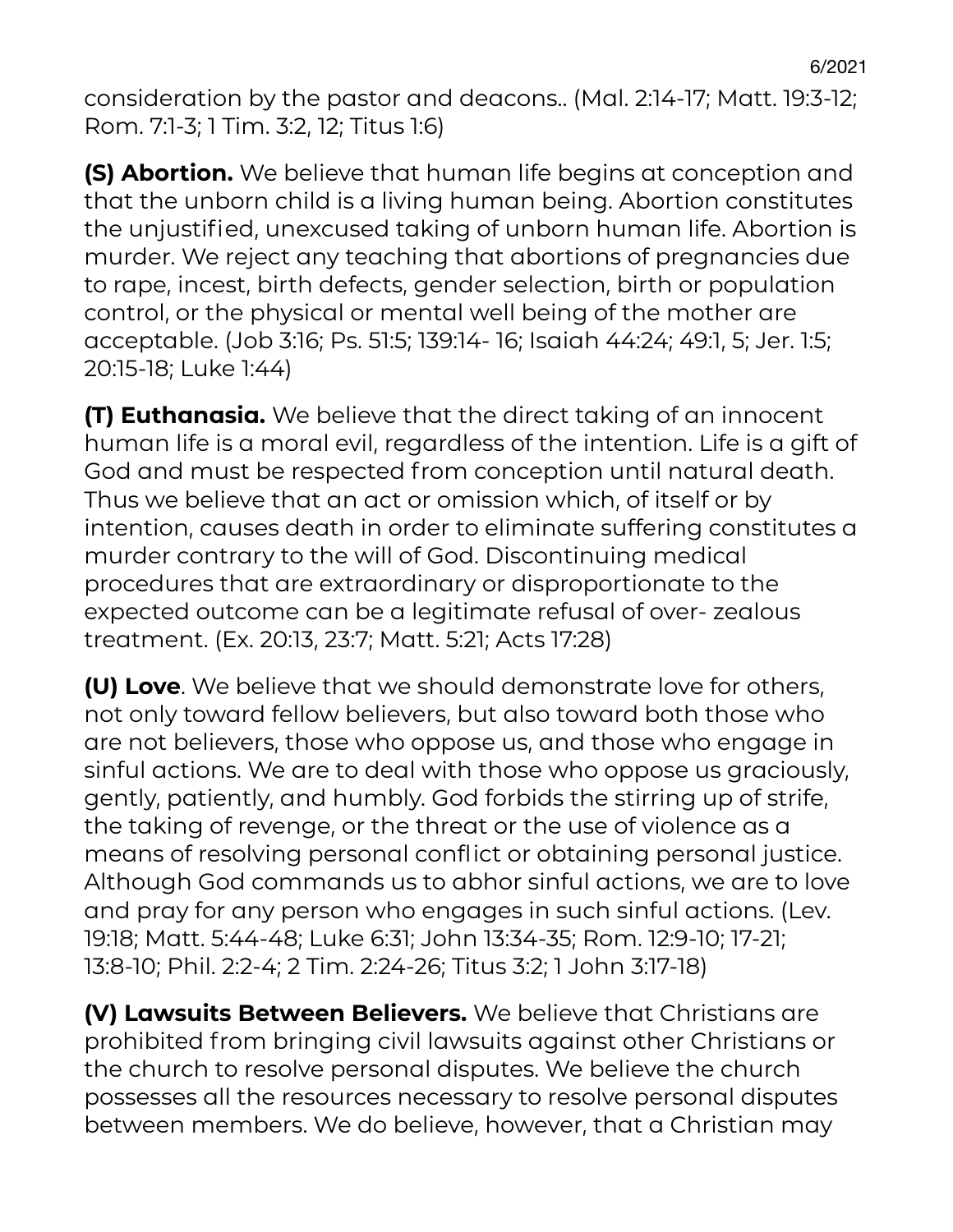consideration by the pastor and deacons.. (Mal. 2:14-17; Matt. 19:3-12; Rom. 7:1-3; 1 Tim. 3:2, 12; Titus 1:6)

**(S) Abortion.** We believe that human life begins at conception and that the unborn child is a living human being. Abortion constitutes the unjustified, unexcused taking of unborn human life. Abortion is murder. We reject any teaching that abortions of pregnancies due to rape, incest, birth defects, gender selection, birth or population control, or the physical or mental well being of the mother are acceptable. (Job 3:16; Ps. 51:5; 139:14- 16; Isaiah 44:24; 49:1, 5; Jer. 1:5; 20:15-18; Luke 1:44)

**(T) Euthanasia.** We believe that the direct taking of an innocent human life is a moral evil, regardless of the intention. Life is a gift of God and must be respected from conception until natural death. Thus we believe that an act or omission which, of itself or by intention, causes death in order to eliminate suffering constitutes a murder contrary to the will of God. Discontinuing medical procedures that are extraordinary or disproportionate to the expected outcome can be a legitimate refusal of over- zealous treatment. (Ex. 20:13, 23:7; Matt. 5:21; Acts 17:28)

**(U) Love**. We believe that we should demonstrate love for others, not only toward fellow believers, but also toward both those who are not believers, those who oppose us, and those who engage in sinful actions. We are to deal with those who oppose us graciously, gently, patiently, and humbly. God forbids the stirring up of strife, the taking of revenge, or the threat or the use of violence as a means of resolving personal conflict or obtaining personal justice. Although God commands us to abhor sinful actions, we are to love and pray for any person who engages in such sinful actions. (Lev. 19:18; Matt. 5:44-48; Luke 6:31; John 13:34-35; Rom. 12:9-10; 17-21; 13:8-10; Phil. 2:2-4; 2 Tim. 2:24-26; Titus 3:2; 1 John 3:17-18)

**(V) Lawsuits Between Believers.** We believe that Christians are prohibited from bringing civil lawsuits against other Christians or the church to resolve personal disputes. We believe the church possesses all the resources necessary to resolve personal disputes between members. We do believe, however, that a Christian may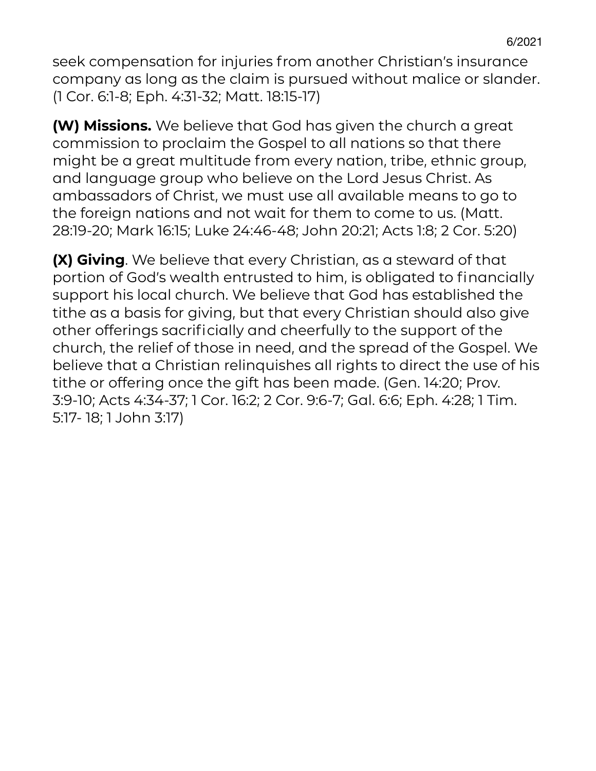seek compensation for injuries from another Christian's insurance company as long as the claim is pursued without malice or slander. (1 Cor. 6:1-8; Eph. 4:31-32; Matt. 18:15-17)

**(W) Missions.** We believe that God has given the church a great commission to proclaim the Gospel to all nations so that there might be a great multitude from every nation, tribe, ethnic group, and language group who believe on the Lord Jesus Christ. As ambassadors of Christ, we must use all available means to go to the foreign nations and not wait for them to come to us. (Matt. 28:19-20; Mark 16:15; Luke 24:46-48; John 20:21; Acts 1:8; 2 Cor. 5:20)

**(X) Giving**. We believe that every Christian, as a steward of that portion of God's wealth entrusted to him, is obligated to financially support his local church. We believe that God has established the tithe as a basis for giving, but that every Christian should also give other offerings sacrificially and cheerfully to the support of the church, the relief of those in need, and the spread of the Gospel. We believe that a Christian relinquishes all rights to direct the use of his tithe or offering once the gift has been made. (Gen. 14:20; Prov. 3:9-10; Acts 4:34-37; 1 Cor. 16:2; 2 Cor. 9:6-7; Gal. 6:6; Eph. 4:28; 1 Tim. 5:17- 18; 1 John 3:17)